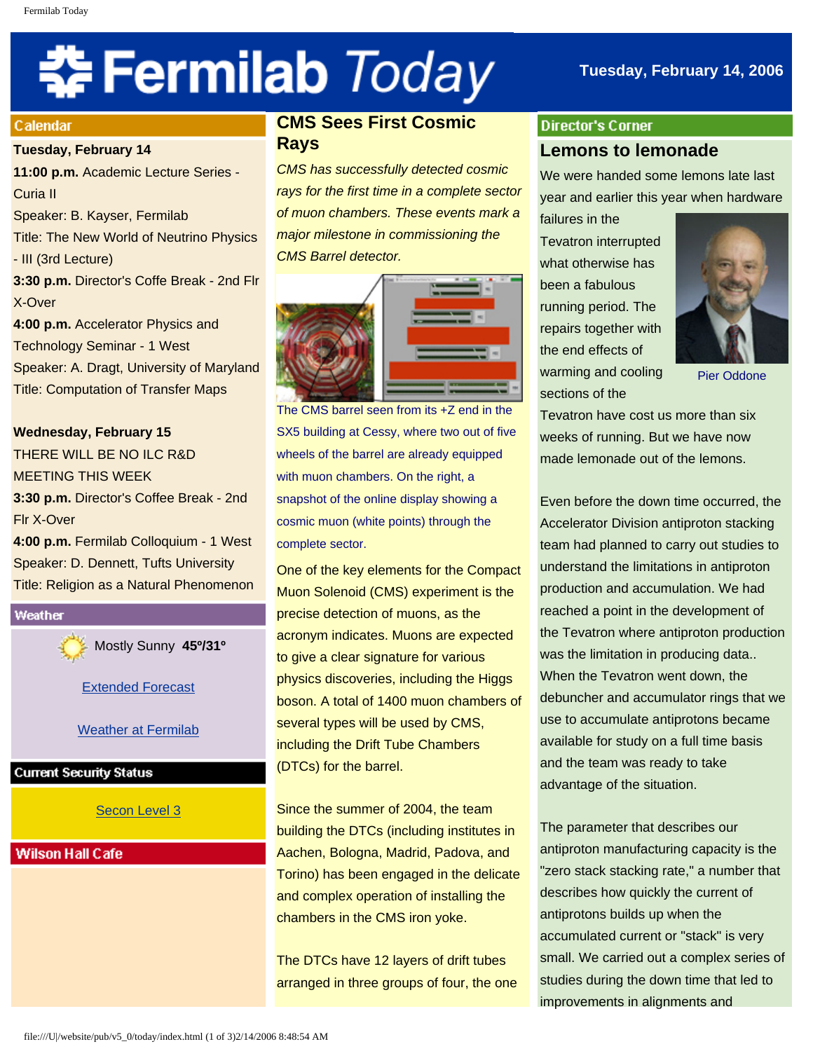# Fermilab Today

Tuesday, February 14, 2006

## Calendar

**Tuesday, February 14**

**11:00 p.m.** Academic Lecture Series - Curia II
Speaker: B. Kayser, Fermilab
Title: The New World of Neutrino Physics - III (3rd Lecture)

**3:30 p.m.** Director's Coffe Break - 2nd Flr X-Over

**4:00 p.m.** Accelerator Physics and Technology Seminar - 1 West
Speaker: A. Dragt, University of Maryland
Title: Computation of Transfer Maps

**Wednesday, February 15**

THERE WILL BE NO ILC R&D MEETING THIS WEEK

**3:30 p.m.** Director's Coffee Break - 2nd Flr X-Over

**4:00 p.m.** Fermilab Colloquium - 1 West
Speaker: D. Dennett, Tufts University
Title: Religion as a Natural Phenomenon

## Weather

Mostly Sunny **45º/31º**

Extended Forecast

Weather at Fermilab

## Current Security Status

Secon Level 3

## Wilson Hall Cafe

## CMS Sees First Cosmic Rays

*CMS has successfully detected cosmic rays for the first time in a complete sector of muon chambers. These events mark a major milestone in commissioning the CMS Barrel detector.*

The CMS barrel seen from its +Z end in the SX5 building at Cessy, where two out of five wheels of the barrel are already equipped with muon chambers. On the right, a snapshot of the online display showing a cosmic muon (white points) through the complete sector.

One of the key elements for the Compact Muon Solenoid (CMS) experiment is the precise detection of muons, as the acronym indicates. Muons are expected to give a clear signature for various physics discoveries, including the Higgs boson. A total of 1400 muon chambers of several types will be used by CMS, including the Drift Tube Chambers (DTCs) for the barrel.

Since the summer of 2004, the team building the DTCs (including institutes in Aachen, Bologna, Madrid, Padova, and Torino) has been engaged in the delicate and complex operation of installing the chambers in the CMS iron yoke.

The DTCs have 12 layers of drift tubes arranged in three groups of four, the one

## Director's Corner

### Lemons to lemonade

We were handed some lemons late last year and earlier this year when hardware failures in the Tevatron interrupted what otherwise has been a fabulous running period. The repairs together with the end effects of warming and cooling sections of the Tevatron have cost us more than six weeks of running. But we have now made lemonade out of the lemons.

Pier Oddone

Even before the down time occurred, the Accelerator Division antiproton stacking team had planned to carry out studies to understand the limitations in antiproton production and accumulation. We had reached a point in the development of the Tevatron where antiproton production was the limitation in producing data.. When the Tevatron went down, the debuncher and accumulator rings that we use to accumulate antiprotons became available for study on a full time basis and the team was ready to take advantage of the situation.

The parameter that describes our antiproton manufacturing capacity is the "zero stack stacking rate," a number that describes how quickly the current of antiprotons builds up when the accumulated current or "stack" is very small. We carried out a complex series of studies during the down time that led to improvements in alignments and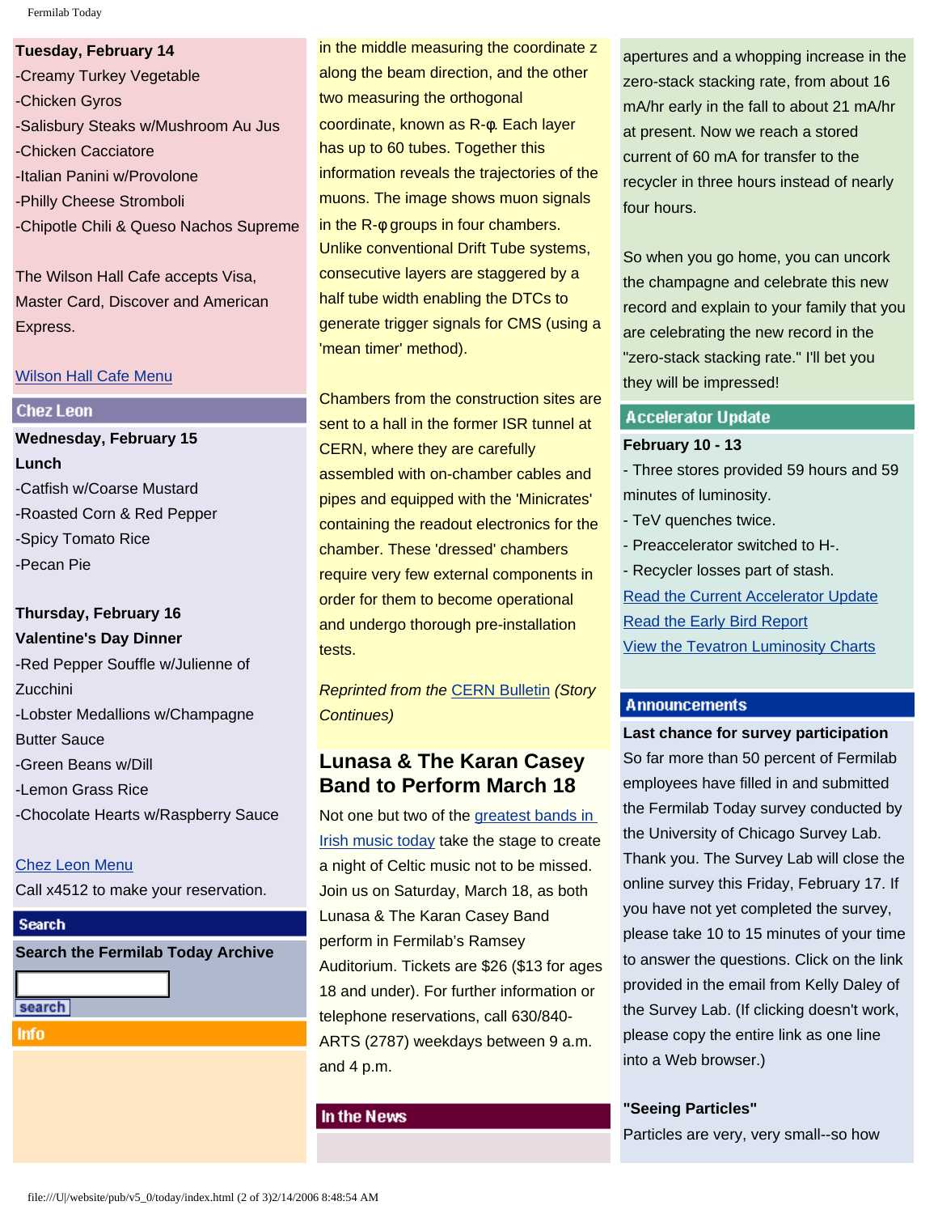**Tuesday, February 14**

-Creamy Turkey Vegetable
-Chicken Gyros
-Salisbury Steaks w/Mushroom Au Jus
-Chicken Cacciatore
-Italian Panini w/Provolone
-Philly Cheese Stromboli
-Chipotle Chili & Queso Nachos Supreme

The Wilson Hall Cafe accepts Visa, Master Card, Discover and American Express.

Wilson Hall Cafe Menu

## Chez Leon

**Wednesday, February 15**
**Lunch**

-Catfish w/Coarse Mustard
-Roasted Corn & Red Pepper
-Spicy Tomato Rice
-Pecan Pie

**Thursday, February 16**
**Valentine's Day Dinner**

-Red Pepper Souffle w/Julienne of Zucchini
-Lobster Medallions w/Champagne Butter Sauce
-Green Beans w/Dill
-Lemon Grass Rice
-Chocolate Hearts w/Raspberry Sauce

Chez Leon Menu
Call x4512 to make your reservation.

## Search

**Search the Fermilab Today Archive**

search

## Info

in the middle measuring the coordinate z along the beam direction, and the other two measuring the orthogonal coordinate, known as R-φ. Each layer has up to 60 tubes. Together this information reveals the trajectories of the muons. The image shows muon signals in the R-φ groups in four chambers. Unlike conventional Drift Tube systems, consecutive layers are staggered by a half tube width enabling the DTCs to generate trigger signals for CMS (using a 'mean timer' method).

Chambers from the construction sites are sent to a hall in the former ISR tunnel at CERN, where they are carefully assembled with on-chamber cables and pipes and equipped with the 'Minicrates' containing the readout electronics for the chamber. These 'dressed' chambers require very few external components in order for them to become operational and undergo thorough pre-installation tests.

*Reprinted from the* CERN Bulletin *(Story Continues)*

## Lunasa & The Karan Casey Band to Perform March 18

Not one but two of the greatest bands in Irish music today take the stage to create a night of Celtic music not to be missed. Join us on Saturday, March 18, as both Lunasa & The Karan Casey Band perform in Fermilab's Ramsey Auditorium. Tickets are $26 ($13 for ages 18 and under). For further information or telephone reservations, call 630/840-ARTS (2787) weekdays between 9 a.m. and 4 p.m.

## In the News

apertures and a whopping increase in the zero-stack stacking rate, from about 16 mA/hr early in the fall to about 21 mA/hr at present. Now we reach a stored current of 60 mA for transfer to the recycler in three hours instead of nearly four hours.

So when you go home, you can uncork the champagne and celebrate this new record and explain to your family that you are celebrating the new record in the "zero-stack stacking rate." I'll bet you they will be impressed!

## Accelerator Update

**February 10 - 13**

- Three stores provided 59 hours and 59 minutes of luminosity.
- TeV quenches twice.
- Preaccelerator switched to H-.
- Recycler losses part of stash.

Read the Current Accelerator Update
Read the Early Bird Report
View the Tevatron Luminosity Charts

## Announcements

**Last chance for survey participation**

So far more than 50 percent of Fermilab employees have filled in and submitted the Fermilab Today survey conducted by the University of Chicago Survey Lab. Thank you. The Survey Lab will close the online survey this Friday, February 17. If you have not yet completed the survey, please take 10 to 15 minutes of your time to answer the questions. Click on the link provided in the email from Kelly Daley of the Survey Lab. (If clicking doesn't work, please copy the entire link as one line into a Web browser.)

**"Seeing Particles"**

Particles are very, very small--so how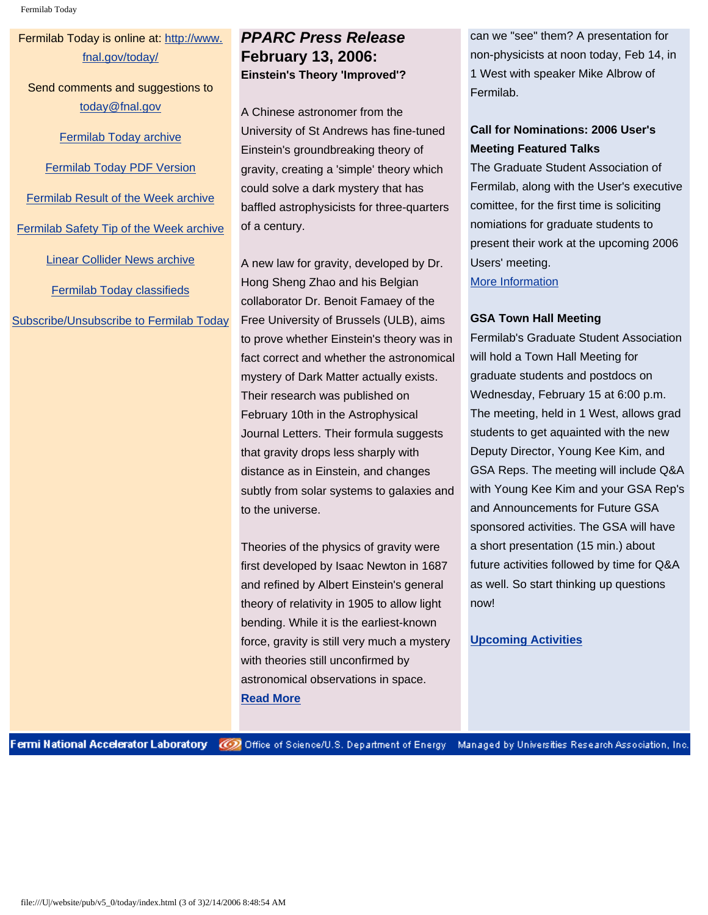Fermilab Today is online at: http://www.fnal.gov/today/

Send comments and suggestions to today@fnal.gov

Fermilab Today archive

Fermilab Today PDF Version

Fermilab Result of the Week archive

Fermilab Safety Tip of the Week archive

Linear Collider News archive

Fermilab Today classifieds

Subscribe/Unsubscribe to Fermilab Today

## *PPARC Press Release* February 13, 2006:

**Einstein's Theory 'Improved'?**

A Chinese astronomer from the University of St Andrews has fine-tuned Einstein's groundbreaking theory of gravity, creating a 'simple' theory which could solve a dark mystery that has baffled astrophysicists for three-quarters of a century.

A new law for gravity, developed by Dr. Hong Sheng Zhao and his Belgian collaborator Dr. Benoit Famaey of the Free University of Brussels (ULB), aims to prove whether Einstein's theory was in fact correct and whether the astronomical mystery of Dark Matter actually exists. Their research was published on February 10th in the Astrophysical Journal Letters. Their formula suggests that gravity drops less sharply with distance as in Einstein, and changes subtly from solar systems to galaxies and to the universe.

Theories of the physics of gravity were first developed by Isaac Newton in 1687 and refined by Albert Einstein's general theory of relativity in 1905 to allow light bending. While it is the earliest-known force, gravity is still very much a mystery with theories still unconfirmed by astronomical observations in space.

**Read More**

can we "see" them? A presentation for non-physicists at noon today, Feb 14, in 1 West with speaker Mike Albrow of Fermilab.

**Call for Nominations: 2006 User's Meeting Featured Talks**

The Graduate Student Association of Fermilab, along with the User's executive comittee, for the first time is soliciting nomiations for graduate students to present their work at the upcoming 2006 Users' meeting.

More Information

**GSA Town Hall Meeting**

Fermilab's Graduate Student Association will hold a Town Hall Meeting for graduate students and postdocs on Wednesday, February 15 at 6:00 p.m. The meeting, held in 1 West, allows grad students to get aquainted with the new Deputy Director, Young Kee Kim, and GSA Reps. The meeting will include Q&A with Young Kee Kim and your GSA Rep's and Announcements for Future GSA sponsored activities. The GSA will have a short presentation (15 min.) about future activities followed by time for Q&A as well. So start thinking up questions now!

**Upcoming Activities**

Fermi National Accelerator Laboratory | Office of Science/U.S. Department of Energy | Managed by Universities Research Association, Inc.